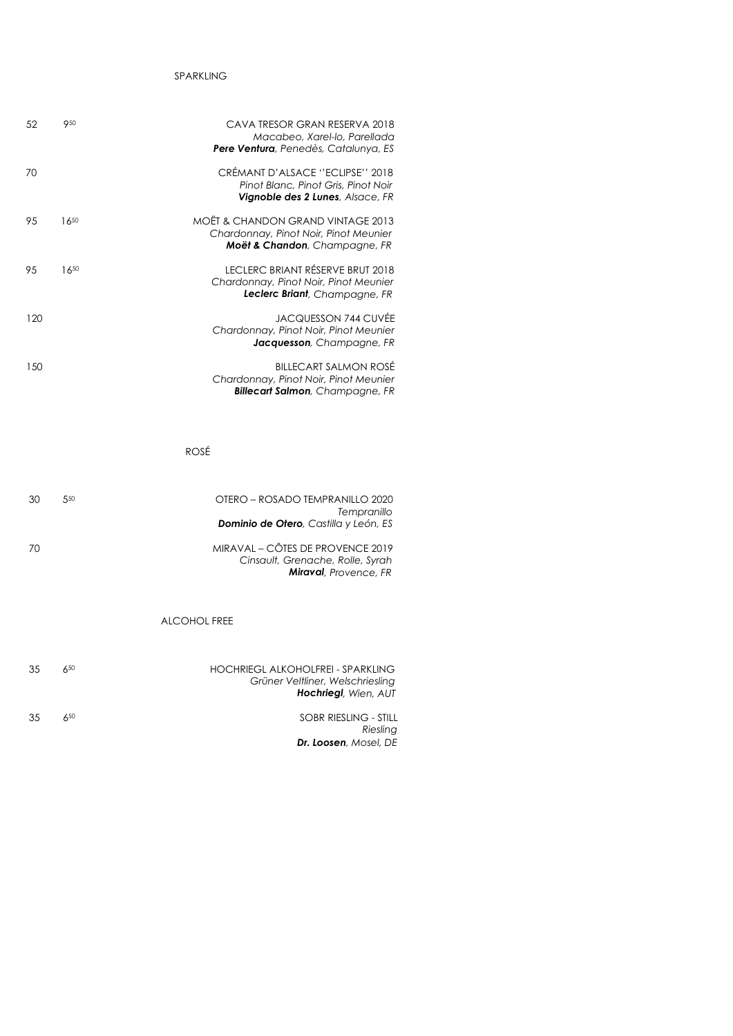## SPARKLING

| Bottle | Glass | Wine |
| --- | --- | --- |
| 52 | 9.50 | CAVA TRESOR GRAN RESERVA 2018<br>*Macabeo, Xarel-lo, Parellada*<br>***Pere Ventura**, Penedès, Catalunya, ES* |
| 70 | | CRÉMANT D'ALSACE ''ECLIPSE'' 2018<br>*Pinot Blanc, Pinot Gris, Pinot Noir*<br>***Vignoble des 2 Lunes**, Alsace, FR* |
| 95 | 16.50 | MOËT & CHANDON GRAND VINTAGE 2013<br>*Chardonnay, Pinot Noir, Pinot Meunier*<br>***Moët & Chandon**, Champagne, FR* |
| 95 | 16.50 | LECLERC BRIANT RÉSERVE BRUT 2018<br>*Chardonnay, Pinot Noir, Pinot Meunier*<br>***Leclerc Briant**, Champagne, FR* |
| 120 | | JACQUESSON 744 CUVÉE<br>*Chardonnay, Pinot Noir, Pinot Meunier*<br>***Jacquesson**, Champagne, FR* |
| 150 | | BILLECART SALMON ROSÉ<br>*Chardonnay, Pinot Noir, Pinot Meunier*<br>***Billecart Salmon**, Champagne, FR* |

## ROSÉ

| Bottle | Glass | Wine |
| --- | --- | --- |
| 30 | 5.50 | OTERO – ROSADO TEMPRANILLO 2020<br>*Tempranillo*<br>***Dominio de Otero**, Castilla y León, ES* |
| 70 | | MIRAVAL – CÔTES DE PROVENCE 2019<br>*Cinsault, Grenache, Rolle, Syrah*<br>***Miraval**, Provence, FR* |

## ALCOHOL FREE

| Bottle | Glass | Wine |
| --- | --- | --- |
| 35 | 6.50 | HOCHRIEGL ALKOHOLFREI - SPARKLING<br>*Grüner Veltliner, Welschriesling*<br>***Hochriegl**, Wien, AUT* |
| 35 | 6.50 | SOBR RIESLING - STILL<br>*Riesling*<br>***Dr. Loosen**, Mosel, DE* |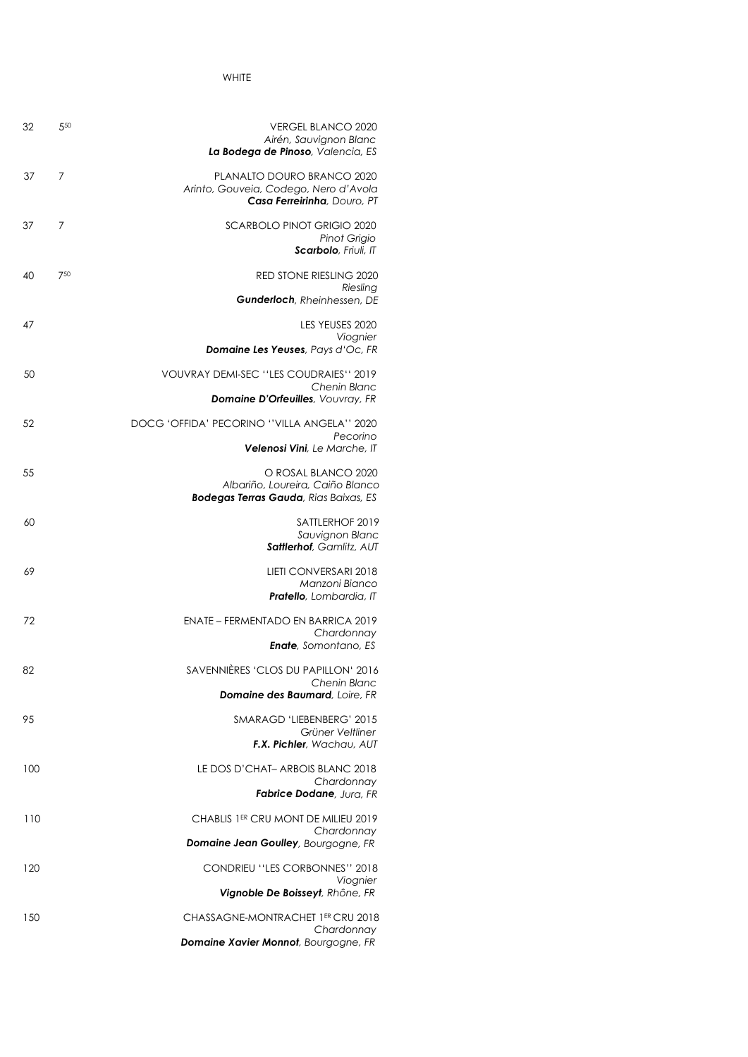# WHITE

| Bottle | Glass | Wine |
|---|---|---|
| 32 | 5[50] | VERGEL BLANCO 2020<br>*Airén, Sauvignon Blanc*<br>***La Bodega de Pinoso**, Valencia, ES* |
| 37 | 7 | PLANALTO DOURO BRANCO 2020<br>*Arinto, Gouveia, Codego, Nero d'Avola*<br>***Casa Ferreirinha**, Douro, PT* |
| 37 | 7 | SCARBOLO PINOT GRIGIO 2020<br>*Pinot Grigio*<br>***Scarbolo**, Friuli, IT* |
| 40 | 7[50] | RED STONE RIESLING 2020<br>*Riesling*<br>***Gunderloch**, Rheinhessen, DE* |
| 47 | | LES YEUSES 2020<br>*Viognier*<br>***Domaine Les Yeuses**, Pays d'Oc, FR* |
| 50 | | VOUVRAY DEMI-SEC ''LES COUDRAIES'' 2019<br>*Chenin Blanc*<br>***Domaine D'Orfeuilles**, Vouvray, FR* |
| 52 | | DOCG 'OFFIDA' PECORINO ''VILLA ANGELA'' 2020<br>*Pecorino*<br>***Velenosi Vini**, Le Marche, IT* |
| 55 | | O ROSAL BLANCO 2020<br>*Albariño, Loureira, Caiño Blanco*<br>***Bodegas Terras Gauda**, Rias Baixas, ES* |
| 60 | | SATTLERHOF 2019<br>*Sauvignon Blanc*<br>***Sattlerhof**, Gamlitz, AUT* |
| 69 | | LIETI CONVERSARI 2018<br>*Manzoni Bianco*<br>***Pratello**, Lombardia, IT* |
| 72 | | ENATE – FERMENTADO EN BARRICA 2019<br>*Chardonnay*<br>***Enate**, Somontano, ES* |
| 82 | | SAVENNIÈRES 'CLOS DU PAPILLON' 2016<br>*Chenin Blanc*<br>***Domaine des Baumard**, Loire, FR* |
| 95 | | SMARAGD 'LIEBENBERG' 2015<br>*Grüner Veltliner*<br>***F.X. Pichler**, Wachau, AUT* |
| 100 | | LE DOS D'CHAT– ARBOIS BLANC 2018<br>*Chardonnay*<br>***Fabrice Dodane**, Jura, FR* |
| 110 | | CHABLIS 1ER CRU MONT DE MILIEU 2019<br>*Chardonnay*<br>***Domaine Jean Goulley**, Bourgogne, FR* |
| 120 | | CONDRIEU ''LES CORBONNES'' 2018<br>*Viognier*<br>***Vignoble De Boisseyt**, Rhône, FR* |
| 150 | | CHASSAGNE-MONTRACHET 1ER CRU 2018<br>*Chardonnay*<br>***Domaine Xavier Monnot**, Bourgogne, FR* |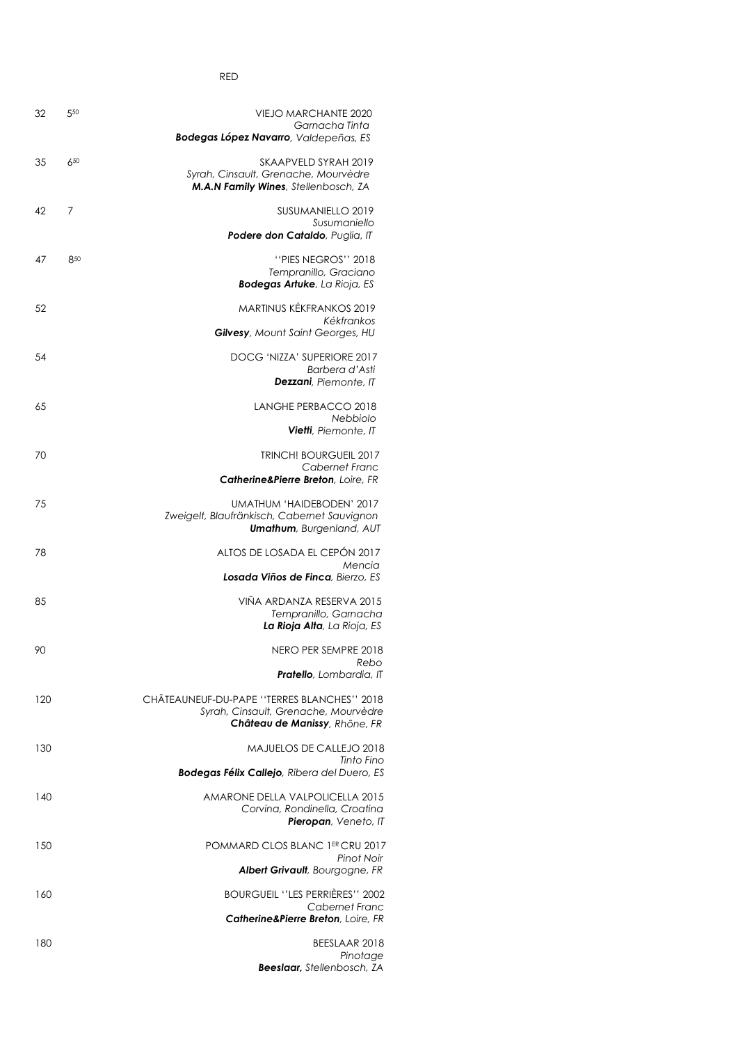# RED

| | | |
|---|---|---|
| 32 | 5[50] | VIEJO MARCHANTE 2020<br>*Garnacha Tinta*<br>***Bodegas López Navarro**, Valdepeñas, ES* |
| 35 | 6[50] | SKAAPVELD SYRAH 2019<br>*Syrah, Cinsault, Grenache, Mourvèdre*<br>***M.A.N Family Wines**, Stellenbosch, ZA* |
| 42 | 7 | SUSUMANIELLO 2019<br>*Susumaniello*<br>***Podere don Cataldo**, Puglia, IT* |
| 47 | 8[50] | ''PIES NEGROS'' 2018<br>*Tempranillo, Graciano*<br>***Bodegas Artuke**, La Rioja, ES* |
| 52 | | MARTINUS KÉKFRANKOS 2019<br>*Kékfrankos*<br>***Gilvesy**, Mount Saint Georges, HU* |
| 54 | | DOCG 'NIZZA' SUPERIORE 2017<br>*Barbera d'Asti*<br>***Dezzani**, Piemonte, IT* |
| 65 | | LANGHE PERBACCO 2018<br>*Nebbiolo*<br>***Vietti**, Piemonte, IT* |
| 70 | | TRINCH! BOURGUEIL 2017<br>*Cabernet Franc*<br>***Catherine&Pierre Breton**, Loire, FR* |
| 75 | | UMATHUM 'HAIDEBODEN' 2017<br>*Zweigelt, Blaufränkisch, Cabernet Sauvignon*<br>***Umathum**, Burgenland, AUT* |
| 78 | | ALTOS DE LOSADA EL CEPÓN 2017<br>*Mencia*<br>***Losada Viños de Finca**, Bierzo, ES* |
| 85 | | VIÑA ARDANZA RESERVA 2015<br>*Tempranillo, Garnacha*<br>***La Rioja Alta**, La Rioja, ES* |
| 90 | | NERO PER SEMPRE 2018<br>*Rebo*<br>***Pratello**, Lombardia, IT* |
| 120 | | CHÂTEAUNEUF-DU-PAPE ''TERRES BLANCHES'' 2018<br>*Syrah, Cinsault, Grenache, Mourvèdre*<br>***Château de Manissy**, Rhône, FR* |
| 130 | | MAJUELOS DE CALLEJO 2018<br>*Tinto Fino*<br>***Bodegas Félix Callejo**, Ribera del Duero, ES* |
| 140 | | AMARONE DELLA VALPOLICELLA 2015<br>*Corvina, Rondinella, Croatina*<br>***Pieropan**, Veneto, IT* |
| 150 | | POMMARD CLOS BLANC 1ER CRU 2017<br>*Pinot Noir*<br>***Albert Grivault**, Bourgogne, FR* |
| 160 | | BOURGUEIL ''LES PERRIÈRES'' 2002<br>*Cabernet Franc*<br>***Catherine&Pierre Breton**, Loire, FR* |
| 180 | | BEESLAAR 2018<br>*Pinotage*<br>***Beeslaar,** Stellenbosch, ZA* |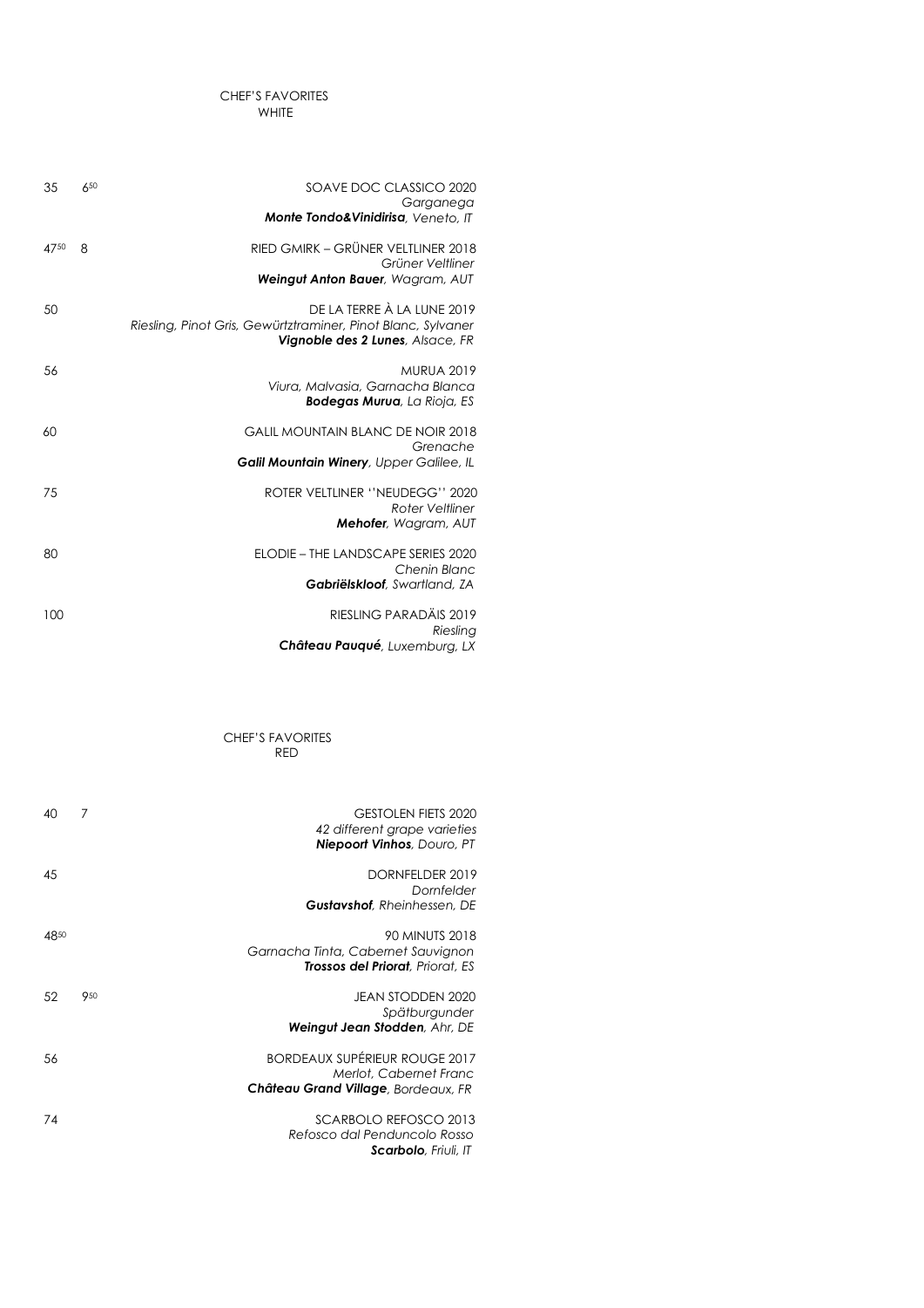## CHEF'S FAVORITES
### WHITE

| | | |
|---|---|---|
| 35 | 6[50] | SOAVE DOC CLASSICO 2020<br>*Garganega*<br>***Monte Tondo&Vinidirisa**, Veneto, IT* |
| 47[50] | 8 | RIED GMIRK – GRÜNER VELTLINER 2018<br>*Grüner Veltliner*<br>***Weingut Anton Bauer**, Wagram, AUT* |
| 50 | | DE LA TERRE À LA LUNE 2019<br>*Riesling, Pinot Gris, Gewürtztraminer, Pinot Blanc, Sylvaner*<br>***Vignoble des 2 Lunes**, Alsace, FR* |
| 56 | | MURUA 2019<br>*Viura, Malvasia, Garnacha Blanca*<br>***Bodegas Murua**, La Rioja, ES* |
| 60 | | GALIL MOUNTAIN BLANC DE NOIR 2018<br>*Grenache*<br>***Galil Mountain Winery**, Upper Galilee, IL* |
| 75 | | ROTER VELTLINER ''NEUDEGG'' 2020<br>*Roter Veltliner*<br>***Mehofer**, Wagram, AUT* |
| 80 | | ELODIE – THE LANDSCAPE SERIES 2020<br>*Chenin Blanc*<br>***Gabriëlskloof**, Swartland, ZA* |
| 100 | | RIESLING PARADÄIS 2019<br>*Riesling*<br>***Château Pauqué**, Luxemburg, LX* |

## CHEF'S FAVORITES
### RED

| | | |
|---|---|---|
| 40 | 7 | GESTOLEN FIETS 2020<br>*42 different grape varieties*<br>***Niepoort Vinhos**, Douro, PT* |
| 45 | | DORNFELDER 2019<br>*Dornfelder*<br>***Gustavshof**, Rheinhessen, DE* |
| 48[50] | | 90 MINUTS 2018<br>*Garnacha Tinta, Cabernet Sauvignon*<br>***Trossos del Priorat**, Priorat, ES* |
| 52 | 9[50] | JEAN STODDEN 2020<br>*Spätburgunder*<br>***Weingut Jean Stodden**, Ahr, DE* |
| 56 | | BORDEAUX SUPÉRIEUR ROUGE 2017<br>*Merlot, Cabernet Franc*<br>***Château Grand Village**, Bordeaux, FR* |
| 74 | | SCARBOLO REFOSCO 2013<br>*Refosco dal Penduncolo Rosso*<br>***Scarbolo**, Friuli, IT* |